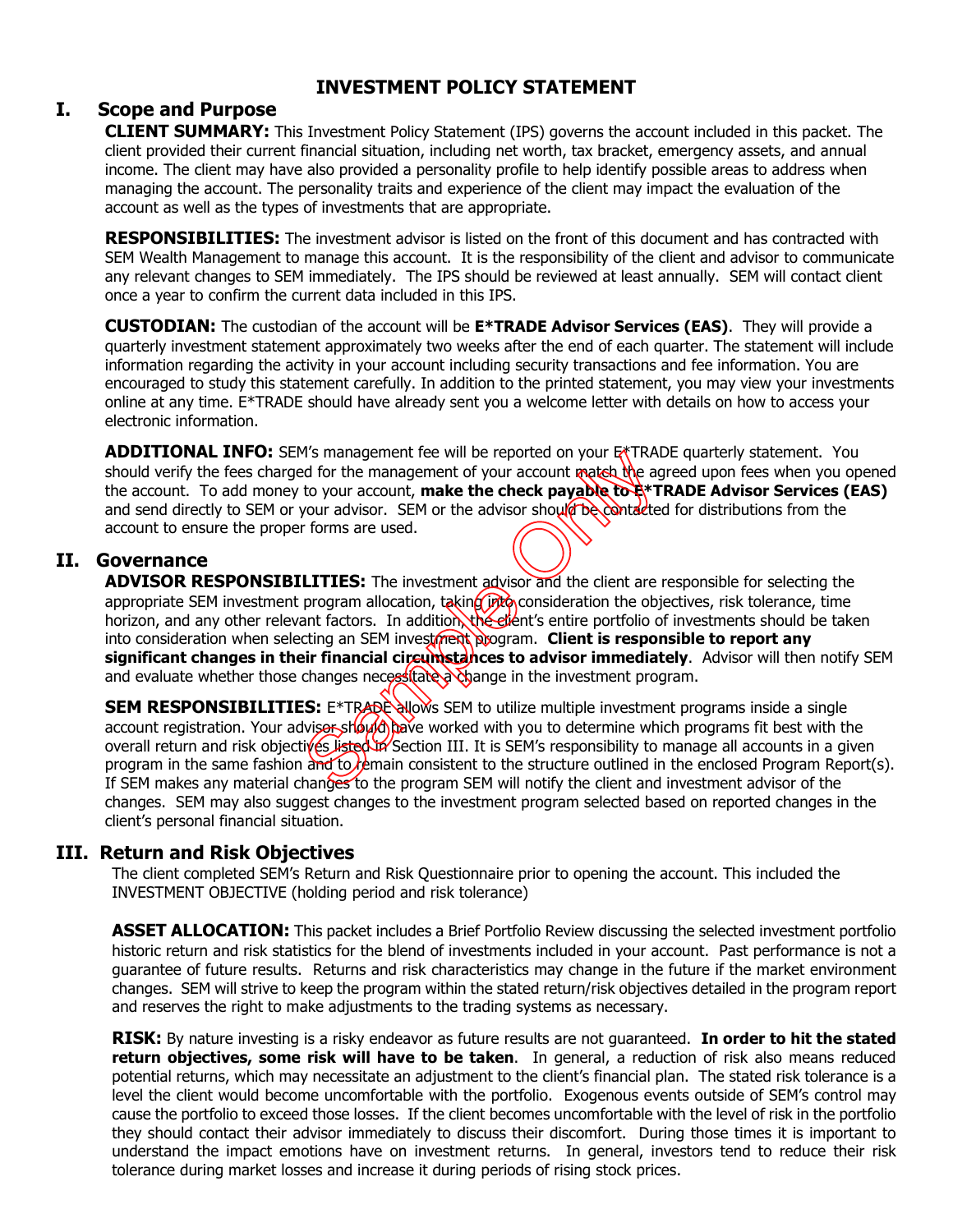# INVESTMENT POLICY STATEMENT

## I. Scope and Purpose

**CLIENT SUMMARY:** This Investment Policy Statement (IPS) governs the account included in this packet. The client provided their current financial situation, including net worth, tax bracket, emergency assets, and annual income. The client may have also provided a personality profile to help identify possible areas to address when managing the account. The personality traits and experience of the client may impact the evaluation of the account as well as the types of investments that are appropriate.

**RESPONSIBILITIES:** The investment advisor is listed on the front of this document and has contracted with SEM Wealth Management to manage this account. It is the responsibility of the client and advisor to communicate any relevant changes to SEM immediately. The IPS should be reviewed at least annually. SEM will contact client once a year to confirm the current data included in this IPS.

**CUSTODIAN:** The custodian of the account will be **E*TRADE Advisor Services (EAS)**. They will provide a quarterly investment statement approximately two weeks after the end of each quarter. The statement will include information regarding the activity in your account including security transactions and fee information. You are encouraged to study this statement carefully. In addition to the printed statement, you may view your investments online at any time. E*TRADE should have already sent you a welcome letter with details on how to access your electronic information.

**ADDITIONAL INFO:** SEM's management fee will be reported on your E*TRADE quarterly statement. You should verify the fees charged for the management of your account match the agreed upon fees when you opened the account. To add money to your account, **make the check payable to E*TRADE Advisor Services (EAS)** and send directly to SEM or your advisor. SEM or the advisor should be contacted for distributions from the account to ensure the proper forms are used.

## II. Governance

**ADVISOR RESPONSIBILITIES:** The investment advisor and the client are responsible for selecting the appropriate SEM investment program allocation, taking into consideration the objectives, risk tolerance, time horizon, and any other relevant factors. In addition, the client's entire portfolio of investments should be taken into consideration when selecting an SEM investment program. **Client is responsible to report any significant changes in their financial circumstances to advisor immediately**. Advisor will then notify SEM and evaluate whether those changes necessitate a change in the investment program.

**SEM RESPONSIBILITIES:** E*TRADE allows SEM to utilize multiple investment programs inside a single account registration. Your advisor should have worked with you to determine which programs fit best with the overall return and risk objectives listed in Section III. It is SEM's responsibility to manage all accounts in a given program in the same fashion and to remain consistent to the structure outlined in the enclosed Program Report(s). If SEM makes any material changes to the program SEM will notify the client and investment advisor of the changes. SEM may also suggest changes to the investment program selected based on reported changes in the client's personal financial situation.

## III. Return and Risk Objectives

The client completed SEM's Return and Risk Questionnaire prior to opening the account. This included the INVESTMENT OBJECTIVE (holding period and risk tolerance)

**ASSET ALLOCATION:** This packet includes a Brief Portfolio Review discussing the selected investment portfolio historic return and risk statistics for the blend of investments included in your account. Past performance is not a guarantee of future results. Returns and risk characteristics may change in the future if the market environment changes. SEM will strive to keep the program within the stated return/risk objectives detailed in the program report and reserves the right to make adjustments to the trading systems as necessary.

**RISK:** By nature investing is a risky endeavor as future results are not guaranteed. **In order to hit the stated return objectives, some risk will have to be taken**. In general, a reduction of risk also means reduced potential returns, which may necessitate an adjustment to the client's financial plan. The stated risk tolerance is a level the client would become uncomfortable with the portfolio. Exogenous events outside of SEM's control may cause the portfolio to exceed those losses. If the client becomes uncomfortable with the level of risk in the portfolio they should contact their advisor immediately to discuss their discomfort. During those times it is important to understand the impact emotions have on investment returns. In general, investors tend to reduce their risk tolerance during market losses and increase it during periods of rising stock prices.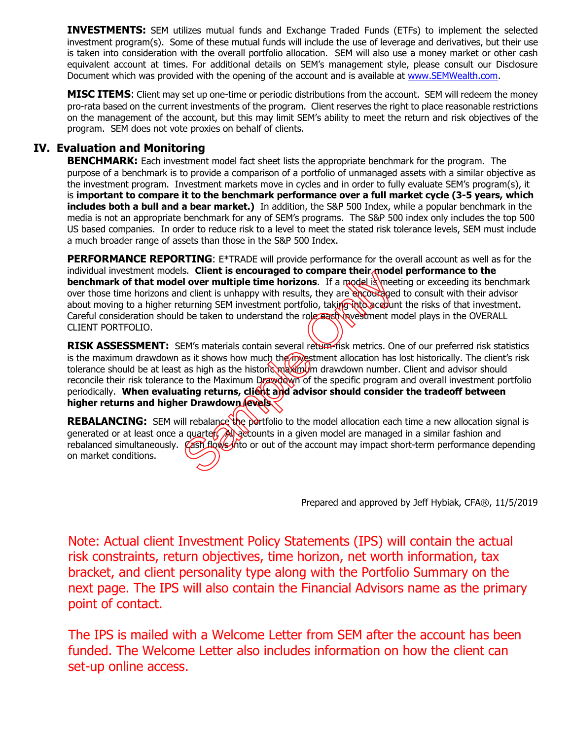**INVESTMENTS:** SEM utilizes mutual funds and Exchange Traded Funds (ETFs) to implement the selected investment program(s). Some of these mutual funds will include the use of leverage and derivatives, but their use is taken into consideration with the overall portfolio allocation. SEM will also use a money market or other cash equivalent account at times. For additional details on SEM's management style, please consult our Disclosure Document which was provided with the opening of the account and is available at www.SEMWealth.com.

**MISC ITEMS**: Client may set up one-time or periodic distributions from the account. SEM will redeem the money pro-rata based on the current investments of the program. Client reserves the right to place reasonable restrictions on the management of the account, but this may limit SEM's ability to meet the return and risk objectives of the program. SEM does not vote proxies on behalf of clients.

## IV. Evaluation and Monitoring

**BENCHMARK:** Each investment model fact sheet lists the appropriate benchmark for the program. The purpose of a benchmark is to provide a comparison of a portfolio of unmanaged assets with a similar objective as the investment program. Investment markets move in cycles and in order to fully evaluate SEM's program(s), it is **important to compare it to the benchmark performance over a full market cycle (3-5 years, which includes both a bull and a bear market.)** In addition, the S&P 500 Index, while a popular benchmark in the media is not an appropriate benchmark for any of SEM's programs. The S&P 500 index only includes the top 500 US based companies. In order to reduce risk to a level to meet the stated risk tolerance levels, SEM must include a much broader range of assets than those in the S&P 500 Index.

**PERFORMANCE REPORTING**: E*TRADE will provide performance for the overall account as well as for the individual investment models. **Client is encouraged to compare their model performance to the benchmark of that model over multiple time horizons**. If a model is meeting or exceeding its benchmark over those time horizons and client is unhappy with results, they are encouraged to consult with their advisor about moving to a higher returning SEM investment portfolio, taking into account the risks of that investment. Careful consideration should be taken to understand the role each investment model plays in the OVERALL CLIENT PORTFOLIO.

**RISK ASSESSMENT:** SEM's materials contain several return-risk metrics. One of our preferred risk statistics is the maximum drawdown as it shows how much the investment allocation has lost historically. The client's risk tolerance should be at least as high as the historic maximum drawdown number. Client and advisor should reconcile their risk tolerance to the Maximum Drawdown of the specific program and overall investment portfolio periodically. **When evaluating returns, client and advisor should consider the tradeoff between higher returns and higher Drawdown levels.**

**REBALANCING:** SEM will rebalance the portfolio to the model allocation each time a new allocation signal is generated or at least once a quarter. All accounts in a given model are managed in a similar fashion and rebalanced simultaneously. Cash flows into or out of the account may impact short-term performance depending on market conditions.

Prepared and approved by Jeff Hybiak, CFA®, 11/5/2019

Note: Actual client Investment Policy Statements (IPS) will contain the actual risk constraints, return objectives, time horizon, net worth information, tax bracket, and client personality type along with the Portfolio Summary on the next page. The IPS will also contain the Financial Advisors name as the primary point of contact.

The IPS is mailed with a Welcome Letter from SEM after the account has been funded. The Welcome Letter also includes information on how the client can set-up online access.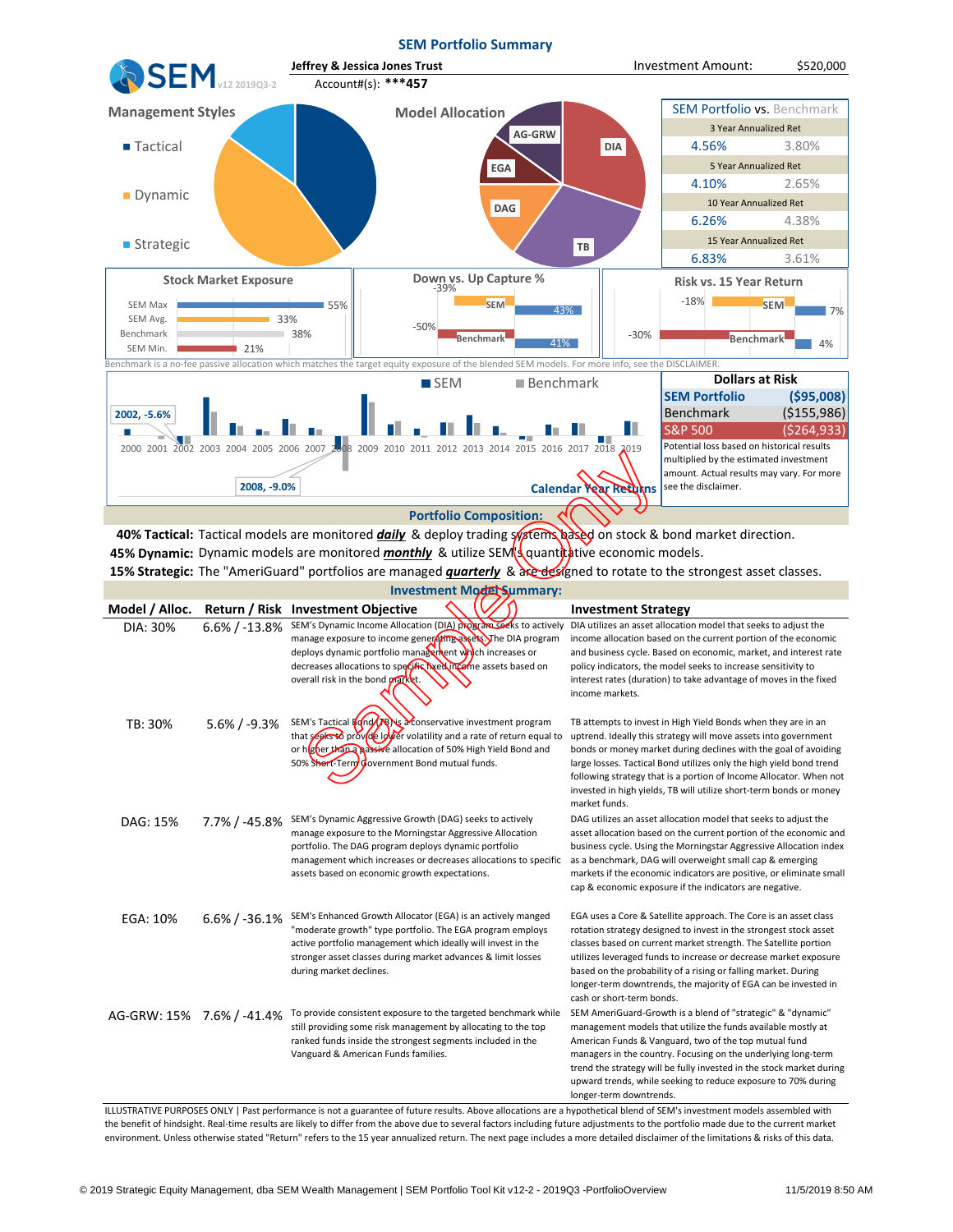# SEM Portfolio Summary

**Jeffrey & Jessica Jones Trust** | Investment Amount: $520,000

Account#(s): ***457

SEM v12 2019Q3-2

## Management Styles

- Tactical
- Dynamic
- Strategic

## Model Allocation

AG-GRW, EGA, DAG, TB, DIA

## SEM Portfolio vs. Benchmark

| SEM Portfolio | Benchmark |
|---|---|
| 3 Year Annualized Ret | |
| 4.56% | 3.80% |
| 5 Year Annualized Ret | |
| 4.10% | 2.65% |
| 10 Year Annualized Ret | |
| 6.26% | 4.38% |
| 15 Year Annualized Ret | |
| 6.83% | 3.61% |

## Stock Market Exposure

| | |
|---|---|
| SEM Max | 55% |
| SEM Avg. | 33% |
| Benchmark | 38% |
| SEM Min. | 21% |

## Down vs. Up Capture %

| | Down | Up |
|---|---|---|
| SEM | -39% | 43% |
| Benchmark | -50% | 41% |

## Risk vs. 15 Year Return

| | Risk | Return |
|---|---|---|
| SEM | -18% | 7% |
| Benchmark | -30% | 4% |

Benchmark is a no-fee passive allocation which matches the target equity exposure of the blended SEM models. For more info, see the DISCLAIMER.

## Calendar Year Returns

SEM / Benchmark — 2000 2001 2002 2003 2004 2005 2006 2007 2008 2009 2010 2011 2012 2013 2014 2015 2016 2017 2018 2019

2002, -5.6%

2008, -9.0%

## Dollars at Risk

| | |
|---|---|
| SEM Portfolio | ($95,008) |
| Benchmark | ($155,986) |
| S&P 500 | ($264,933) |

Potential loss based on historical results multiplied by the estimated investment amount. Actual results may vary. For more see the disclaimer.

## Portfolio Composition:

**40% Tactical:** Tactical models are monitored ***daily*** & deploy trading systems based on stock & bond market direction.

**45% Dynamic:** Dynamic models are monitored ***monthly*** & utilize SEM's quantitative economic models.

**15% Strategic:** The "AmeriGuard" portfolios are managed ***quarterly*** & are designed to rotate to the strongest asset classes.

## Investment Model Summary:

| Model / Alloc. | Return / Risk | Investment Objective | Investment Strategy |
|---|---|---|---|
| DIA: 30% | 6.6% / -13.8% | SEM's Dynamic Income Allocation (DIA) program seeks to actively manage exposure to income generating assets. The DIA program deploys dynamic portfolio management which increases or decreases allocations to specific fixed income assets based on overall risk in the bond market. | DIA utilizes an asset allocation model that seeks to adjust the income allocation based on the current portion of the economic and business cycle. Based on economic, market, and interest rate policy indicators, the model seeks to increase sensitivity to interest rates (duration) to take advantage of moves in the fixed income markets. |
| TB: 30% | 5.6% / -9.3% | SEM's Tactical Bond (TB) is a conservative investment program that seeks to provide lower volatility and a rate of return equal to or higher than a passive allocation of 50% High Yield Bond and 50% Short-Term Government Bond mutual funds. | TB attempts to invest in High Yield Bonds when they are in an uptrend. Ideally this strategy will move assets into government bonds or money market during declines with the goal of avoiding large losses. Tactical Bond utilizes only the high yield bond trend following strategy that is a portion of Income Allocator. When not invested in high yields, TB will utilize short-term bonds or money market funds. |
| DAG: 15% | 7.7% / -45.8% | SEM's Dynamic Aggressive Growth (DAG) seeks to actively manage exposure to the Morningstar Aggressive Allocation portfolio. The DAG program deploys dynamic portfolio management which increases or decreases allocations to specific assets based on economic growth expectations. | DAG utilizes an asset allocation model that seeks to adjust the asset allocation based on the current portion of the economic and business cycle. Using the Morningstar Aggressive Allocation index as a benchmark, DAG will overweight small cap & emerging markets if the economic indicators are positive, or eliminate small cap & economic exposure if the indicators are negative. |
| EGA: 10% | 6.6% / -36.1% | SEM's Enhanced Growth Allocator (EGA) is an actively manged "moderate growth" type portfolio. The EGA program employs active portfolio management which ideally will invest in the stronger asset classes during market advances & limit losses during market declines. | EGA uses a Core & Satellite approach. The Core is an asset class rotation strategy designed to invest in the strongest stock asset classes based on current market strength. The Satellite portion utilizes leveraged funds to increase or decrease market exposure based on the probability of a rising or falling market. During longer-term downtrends, the majority of EGA can be invested in cash or short-term bonds. |
| AG-GRW: 15% | 7.6% / -41.4% | To provide consistent exposure to the targeted benchmark while still providing some risk management by allocating to the top ranked funds inside the strongest segments included in the Vanguard & American Funds families. | SEM AmeriGuard-Growth is a blend of "strategic" & "dynamic" management models that utilize the funds available mostly at American Funds & Vanguard, two of the top mutual fund managers in the country. Focusing on the underlying long-term trend the strategy will be fully invested in the stock market during upward trends, while seeking to reduce exposure to 70% during longer-term downtrends. |

ILLUSTRATIVE PURPOSES ONLY | Past performance is not a guarantee of future results. Above allocations are a hypothetical blend of SEM's investment models assembled with the benefit of hindsight. Real-time results are likely to differ from the above due to several factors including future adjustments to the portfolio made due to the current market environment. Unless otherwise stated "Return" refers to the 15 year annualized return. The next page includes a more detailed disclaimer of the limitations & risks of this data.

Sample Only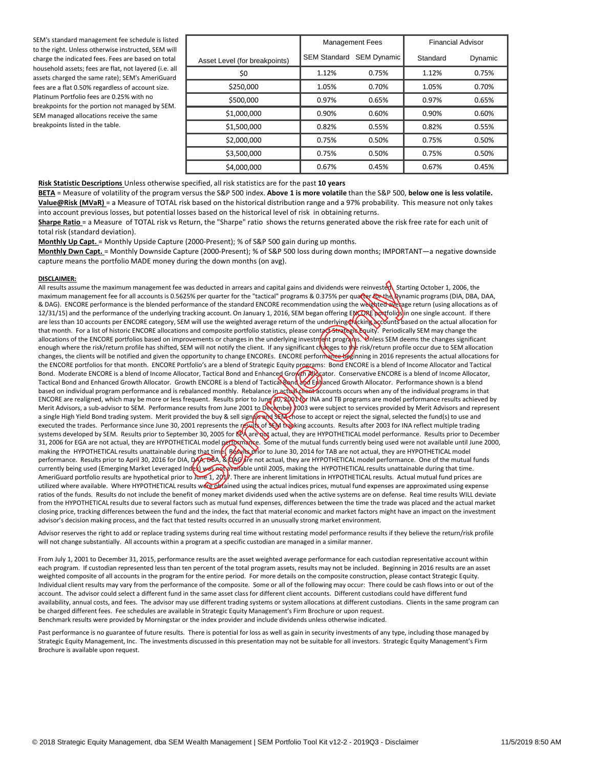SEM's standard management fee schedule is listed to the right. Unless otherwise instructed, SEM will charge the indicated fees. Fees are based on total household assets; fees are flat, not layered (i.e. all assets charged the same rate); SEM's AmeriGuard fees are a flat 0.50% regardless of account size. Platinum Portfolio fees are 0.25% with no breakpoints for the portion not managed by SEM. SEM managed allocations receive the same breakpoints listed in the table.

| | Management Fees | | Financial Advisor | |
|---|---|---|---|---|
| Asset Level (for breakpoints) | SEM Standard | SEM Dynamic | Standard | Dynamic |
| $0 | 1.12% | 0.75% | 1.12% | 0.75% |
| $250,000 | 1.05% | 0.70% | 1.05% | 0.70% |
| $500,000 | 0.97% | 0.65% | 0.97% | 0.65% |
| $1,000,000 | 0.90% | 0.60% | 0.90% | 0.60% |
| $1,500,000 | 0.82% | 0.55% | 0.82% | 0.55% |
| $2,000,000 | 0.75% | 0.50% | 0.75% | 0.50% |
| $3,500,000 | 0.75% | 0.50% | 0.75% | 0.50% |
| $4,000,000 | 0.67% | 0.45% | 0.67% | 0.45% |

**Risk Statistic Descriptions** Unless otherwise specified, all risk statistics are for the past **10 years**

**BETA** = Measure of volatility of the program versus the S&P 500 index. **Above 1 is more volatile** than the S&P 500, **below one is less volatile.**

**Value@Risk (MVaR)** = a Measure of TOTAL risk based on the historical distribution range and a 97% probability. This measure not only takes into account previous losses, but potential losses based on the historical level of risk in obtaining returns.

**Sharpe Ratio** = a Measure of TOTAL risk vs Return, the "Sharpe" ratio shows the returns generated above the risk free rate for each unit of total risk (standard deviation).

**Monthly Up Capt.** = Monthly Upside Capture (2000-Present); % of S&P 500 gain during up months.

**Monthly Dwn Capt.** = Monthly Downside Capture (2000-Present); % of S&P 500 loss during down months; IMPORTANT—a negative downside capture means the portfolio MADE money during the down months (on avg).

**DISCLAIMER:**

All results assume the maximum management fee was deducted in arrears and capital gains and dividends were reinvested. Starting October 1, 2006, the maximum management fee for all accounts is 0.5625% per quarter for the "tactical" programs & 0.375% per quarter for the Dynamic programs (DIA, DBA, DAA, & DAG). ENCORE performance is the blended performance of the standard ENCORE recommendation using the weighted average return (using allocations as of 12/31/15) and the performance of the underlying tracking account. On January 1, 2016, SEM began offering ENCORE portfolios in one single account. If there are less than 10 accounts per ENCORE category, SEM will use the weighted average return of the underlying tracking accounts based on the actual allocation for that month. For a list of historic ENCORE allocations and composite portfolio statistics, please contact Strategic Equity. Periodically SEM may change the allocations of the ENCORE portfolios based on improvements or changes in the underlying investment programs. Unless SEM deems the changes significant enough where the risk/return profile has shifted, SEM will not notify the client. If any significant changes to the risk/return profile occur due to SEM allocation changes, the clients will be notified and given the opportunity to change ENCOREs. ENCORE performance beginning in 2016 represents the actual allocations for the ENCORE portfolios for that month. ENCORE Portfolio's are a blend of Strategic Equity programs: Bond ENCORE is a blend of Income Allocator and Tactical Bond. Moderate ENCORE is a blend of Income Allocator, Tactical Bond and Enhanced Growth Allocator. Conservative ENCORE is a blend of Income Allocator, Tactical Bond and Enhanced Growth Allocator. Growth ENCORE is a blend of Tactical Bond and Enhanced Growth Allocator. Performance shown is a blend based on individual program performance and is rebalanced monthly. Rebalance in actual client accounts occurs when any of the individual programs in that ENCORE are realigned, which may be more or less frequent. Results prior to June 30, 2001 for INA and TB programs are model performance results achieved by Merit Advisors, a sub-advisor to SEM. Performance results from June 2001 to December 2003 were subject to services provided by Merit Advisors and represent a single High Yield Bond trading system. Merit provided the buy & sell signals and SEM chose to accept or reject the signal, selected the fund(s) to use and executed the trades. Performance since June 30, 2001 represents the results of SEM tracking accounts. Results after 2003 for INA reflect multiple trading systems developed by SEM. Results prior to September 30, 2005 for EPA are not actual, they are HYPOTHETICAL model performance. Results prior to December 31, 2006 for EGA are not actual, they are HYPOTHETICAL model performance. Some of the mutual funds currently being used were not available until June 2000, making the HYPOTHETICAL results unattainable during that time. Results prior to June 30, 2014 for TAB are not actual, they are HYPOTHETICAL model performance. Results prior to April 30, 2016 for DIA, DAA, DBA, & DAG are not actual, they are HYPOTHETICAL model performance. One of the mutual funds currently being used (Emerging Market Leveraged Index) was not available until 2005, making the HYPOTHETICAL results unattainable during that time. AmeriGuard portfolio results are hypothetical prior to June 1, 2017. There are inherent limitations in HYPOTHETICAL results. Actual mutual fund prices are utilized where available. Where HYPOTHETICAL results were obtained using the actual indices prices, mutual fund expenses are approximated using expense ratios of the funds. Results do not include the benefit of money market dividends used when the active systems are on defense. Real time results WILL deviate from the HYPOTHETICAL results due to several factors such as mutual fund expenses, differences between the time the trade was placed and the actual market closing price, tracking differences between the fund and the index, the fact that material economic and market factors might have an impact on the investment advisor's decision making process, and the fact that tested results occurred in an unusually strong market environment.

Advisor reserves the right to add or replace trading systems during real time without restating model performance results if they believe the return/risk profile will not change substantially. All accounts within a program at a specific custodian are managed in a similar manner.

From July 1, 2001 to December 31, 2015, performance results are the asset weighted average performance for each custodian representative account within each program. If custodian represented less than ten percent of the total program assets, results may not be included. Beginning in 2016 results are an asset weighted composite of all accounts in the program for the entire period. For more details on the composite construction, please contact Strategic Equity. Individual client results may vary from the performance of the composite. Some or all of the following may occur: There could be cash flows into or out of the account. The advisor could select a different fund in the same asset class for different client accounts. Different custodians could have different fund availability, annual costs, and fees. The advisor may use different trading systems or system allocations at different custodians. Clients in the same program can be charged different fees. Fee schedules are available in Strategic Equity Management's Firm Brochure or upon request.
Benchmark results were provided by Morningstar or the index provider and include dividends unless otherwise indicated.

Past performance is no guarantee of future results. There is potential for loss as well as gain in security investments of any type, including those managed by Strategic Equity Management, Inc. The investments discussed in this presentation may not be suitable for all investors. Strategic Equity Management's Firm Brochure is available upon request.

© 2018 Strategic Equity Management, dba SEM Wealth Management | SEM Portfolio Tool Kit v12-2 - 2019Q3 - Disclaimer 11/5/2019 8:50 AM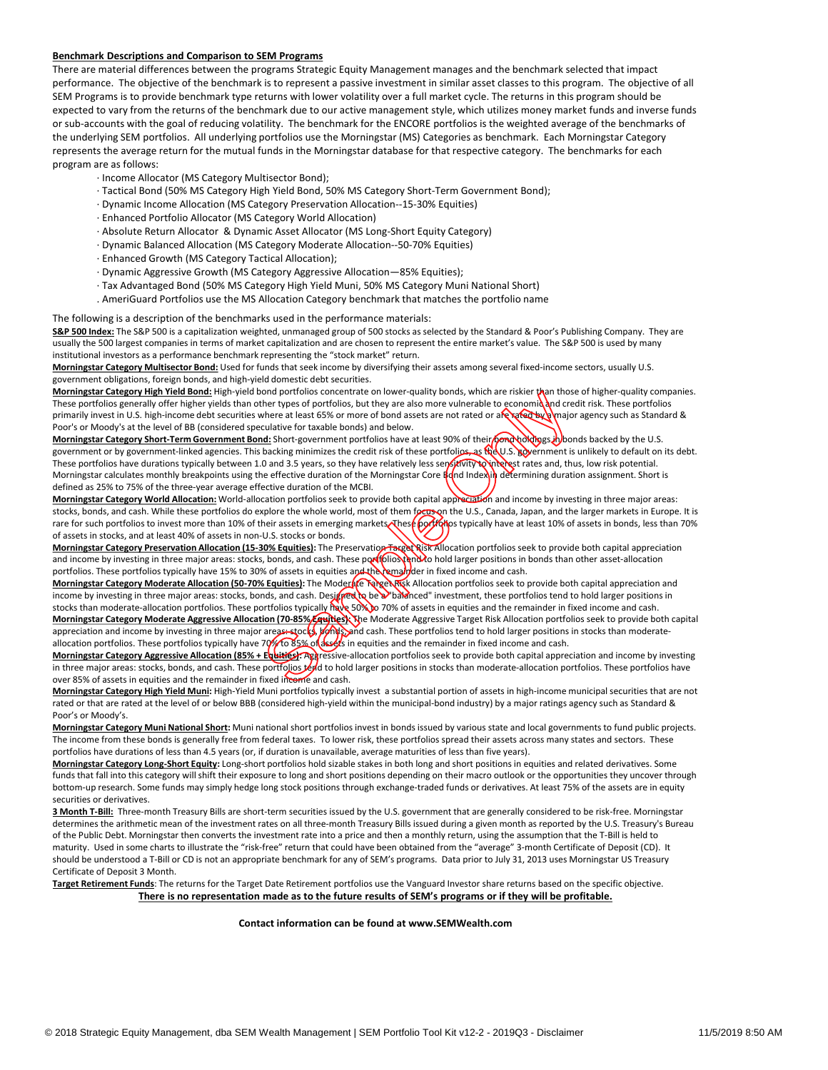**Benchmark Descriptions and Comparison to SEM Programs**

There are material differences between the programs Strategic Equity Management manages and the benchmark selected that impact performance. The objective of the benchmark is to represent a passive investment in similar asset classes to this program. The objective of all SEM Programs is to provide benchmark type returns with lower volatility over a full market cycle. The returns in this program should be expected to vary from the returns of the benchmark due to our active management style, which utilizes money market funds and inverse funds or sub-accounts with the goal of reducing volatility. The benchmark for the ENCORE portfolios is the weighted average of the benchmarks of the underlying SEM portfolios. All underlying portfolios use the Morningstar (MS) Categories as benchmark. Each Morningstar Category represents the average return for the mutual funds in the Morningstar database for that respective category. The benchmarks for each program are as follows:

- Income Allocator (MS Category Multisector Bond);
- Tactical Bond (50% MS Category High Yield Bond, 50% MS Category Short-Term Government Bond);
- Dynamic Income Allocation (MS Category Preservation Allocation--15-30% Equities)
- Enhanced Portfolio Allocator (MS Category World Allocation)
- Absolute Return Allocator & Dynamic Asset Allocator (MS Long-Short Equity Category)
- Dynamic Balanced Allocation (MS Category Moderate Allocation--50-70% Equities)
- Enhanced Growth (MS Category Tactical Allocation);
- Dynamic Aggressive Growth (MS Category Aggressive Allocation—85% Equities);
- Tax Advantaged Bond (50% MS Category High Yield Muni, 50% MS Category Muni National Short)
- AmeriGuard Portfolios use the MS Allocation Category benchmark that matches the portfolio name

The following is a description of the benchmarks used in the performance materials:

**S&P 500 Index:** The S&P 500 is a capitalization weighted, unmanaged group of 500 stocks as selected by the Standard & Poor's Publishing Company. They are usually the 500 largest companies in terms of market capitalization and are chosen to represent the entire market's value. The S&P 500 is used by many institutional investors as a performance benchmark representing the "stock market" return.

**Morningstar Category Multisector Bond:** Used for funds that seek income by diversifying their assets among several fixed-income sectors, usually U.S. government obligations, foreign bonds, and high-yield domestic debt securities.

**Morningstar Category High Yield Bond:** High-yield bond portfolios concentrate on lower-quality bonds, which are riskier than those of higher-quality companies. These portfolios generally offer higher yields than other types of portfolios, but they are also more vulnerable to economic and credit risk. These portfolios primarily invest in U.S. high-income debt securities where at least 65% or more of bond assets are not rated or are rated by a major agency such as Standard & Poor's or Moody's at the level of BB (considered speculative for taxable bonds) and below.

**Morningstar Category Short-Term Government Bond:** Short-government portfolios have at least 90% of their bond holdings in bonds backed by the U.S. government or by government-linked agencies. This backing minimizes the credit risk of these portfolios, as the U.S. government is unlikely to default on its debt. These portfolios have durations typically between 1.0 and 3.5 years, so they have relatively less sensitivity to interest rates and, thus, low risk potential. Morningstar calculates monthly breakpoints using the effective duration of the Morningstar Core Bond Index in determining duration assignment. Short is defined as 25% to 75% of the three-year average effective duration of the MCBI.

**Morningstar Category World Allocation:** World-allocation portfolios seek to provide both capital appreciation and income by investing in three major areas: stocks, bonds, and cash. While these portfolios do explore the whole world, most of them focus on the U.S., Canada, Japan, and the larger markets in Europe. It is rare for such portfolios to invest more than 10% of their assets in emerging markets. These portfolios typically have at least 10% of assets in bonds, less than 70% of assets in stocks, and at least 40% of assets in non-U.S. stocks or bonds.

**Morningstar Category Preservation Allocation (15-30% Equities):** The Preservation Target Risk Allocation portfolios seek to provide both capital appreciation and income by investing in three major areas: stocks, bonds, and cash. These portfolios tend to hold larger positions in bonds than other asset-allocation portfolios. These portfolios typically have 15% to 30% of assets in equities and the remainder in fixed income and cash.

**Morningstar Category Moderate Allocation (50-70% Equities):** The Moderate Target Risk Allocation portfolios seek to provide both capital appreciation and income by investing in three major areas: stocks, bonds, and cash. Designed to be a "balanced" investment, these portfolios tend to hold larger positions in stocks than moderate-allocation portfolios. These portfolios typically have 50% to 70% of assets in equities and the remainder in fixed income and cash.

**Morningstar Category Moderate Aggressive Allocation (70-85% Equities):** The Moderate Aggressive Target Risk Allocation portfolios seek to provide both capital appreciation and income by investing in three major areas: stocks, bonds, and cash. These portfolios tend to hold larger positions in stocks than moderate-allocation portfolios. These portfolios typically have 70% to 85% of assets in equities and the remainder in fixed income and cash.

**Morningstar Category Aggressive Allocation (85% + Equities):** Aggressive-allocation portfolios seek to provide both capital appreciation and income by investing in three major areas: stocks, bonds, and cash. These portfolios tend to hold larger positions in stocks than moderate-allocation portfolios. These portfolios have over 85% of assets in equities and the remainder in fixed income and cash.

**Morningstar Category High Yield Muni:** High-Yield Muni portfolios typically invest a substantial portion of assets in high-income municipal securities that are not rated or that are rated at the level of or below BBB (considered high-yield within the municipal-bond industry) by a major ratings agency such as Standard & Poor's or Moody's.

**Morningstar Category Muni National Short:** Muni national short portfolios invest in bonds issued by various state and local governments to fund public projects. The income from these bonds is generally free from federal taxes. To lower risk, these portfolios spread their assets across many states and sectors. These portfolios have durations of less than 4.5 years (or, if duration is unavailable, average maturities of less than five years).

**Morningstar Category Long-Short Equity:** Long-short portfolios hold sizable stakes in both long and short positions in equities and related derivatives. Some funds that fall into this category will shift their exposure to long and short positions depending on their macro outlook or the opportunities they uncover through bottom-up research. Some funds may simply hedge long stock positions through exchange-traded funds or derivatives. At least 75% of the assets are in equity securities or derivatives.

**3 Month T-Bill:** Three-month Treasury Bills are short-term securities issued by the U.S. government that are generally considered to be risk-free. Morningstar determines the arithmetic mean of the investment rates on all three-month Treasury Bills issued during a given month as reported by the U.S. Treasury's Bureau of the Public Debt. Morningstar then converts the investment rate into a price and then a monthly return, using the assumption that the T-Bill is held to maturity. Used in some charts to illustrate the "risk-free" return that could have been obtained from the "average" 3-month Certificate of Deposit (CD). It should be understood a T-Bill or CD is not an appropriate benchmark for any of SEM's programs. Data prior to July 31, 2013 uses Morningstar US Treasury Certificate of Deposit 3 Month.

**Target Retirement Funds**: The returns for the Target Date Retirement portfolios use the Vanguard Investor share returns based on the specific objective.

**There is no representation made as to the future results of SEM's programs or if they will be profitable.**

**Contact information can be found at www.SEMWealth.com**

© 2018 Strategic Equity Management, dba SEM Wealth Management | SEM Portfolio Tool Kit v12-2 - 2019Q3 - Disclaimer 11/5/2019 8:50 AM